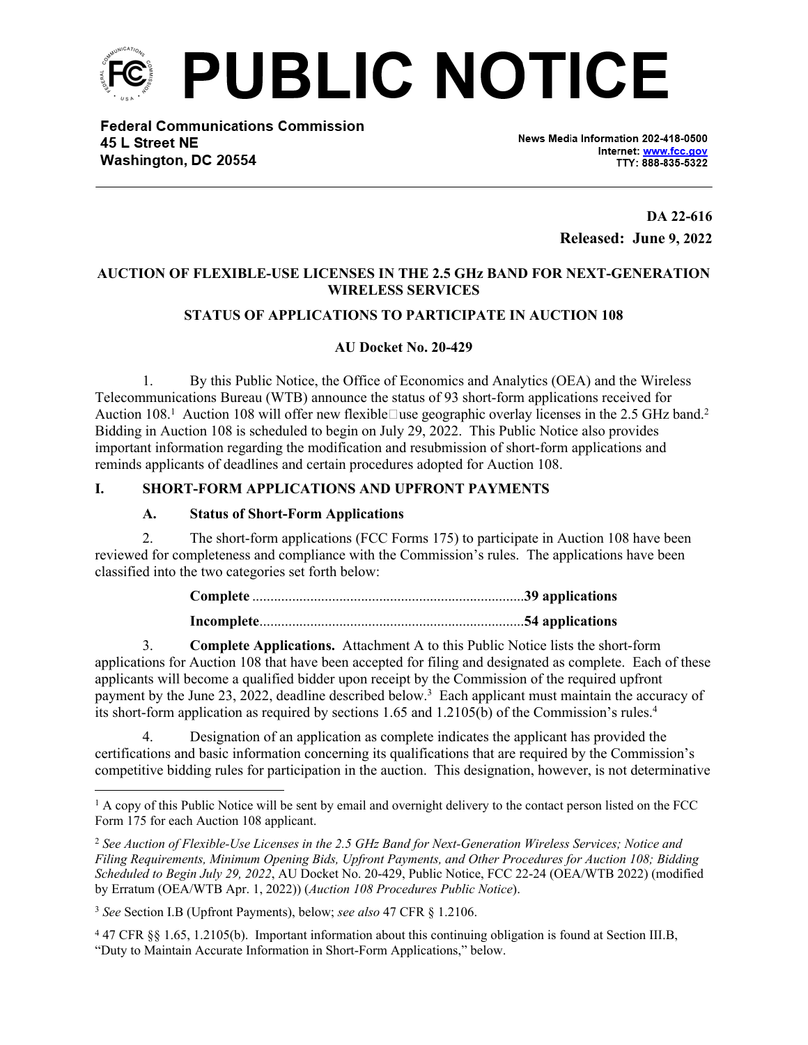# PUBLIC NOTICE

**Federal Communications Commission**
**45 L Street NE**
**Washington, DC 20554**

News Media Information 202-418-0500
Internet: www.fcc.gov
TTY: 888-835-5322

**DA 22-616**
**Released: June 9, 2022**

**AUCTION OF FLEXIBLE-USE LICENSES IN THE 2.5 GHz BAND FOR NEXT-GENERATION WIRELESS SERVICES**

**STATUS OF APPLICATIONS TO PARTICIPATE IN AUCTION 108**

**AU Docket No. 20-429**

1. By this Public Notice, the Office of Economics and Analytics (OEA) and the Wireless Telecommunications Bureau (WTB) announce the status of 93 short-form applications received for Auction 108.[1] Auction 108 will offer new flexible-use geographic overlay licenses in the 2.5 GHz band.[2] Bidding in Auction 108 is scheduled to begin on July 29, 2022. This Public Notice also provides important information regarding the modification and resubmission of short-form applications and reminds applicants of deadlines and certain procedures adopted for Auction 108.

## I. SHORT-FORM APPLICATIONS AND UPFRONT PAYMENTS

### A. Status of Short-Form Applications

2. The short-form applications (FCC Forms 175) to participate in Auction 108 have been reviewed for completeness and compliance with the Commission's rules. The applications have been classified into the two categories set forth below:

**Complete** ..........................................................................**39 applications**

**Incomplete**........................................................................**54 applications**

3. **Complete Applications.** Attachment A to this Public Notice lists the short-form applications for Auction 108 that have been accepted for filing and designated as complete. Each of these applicants will become a qualified bidder upon receipt by the Commission of the required upfront payment by the June 23, 2022, deadline described below.[3] Each applicant must maintain the accuracy of its short-form application as required by sections 1.65 and 1.2105(b) of the Commission's rules.[4]

4. Designation of an application as complete indicates the applicant has provided the certifications and basic information concerning its qualifications that are required by the Commission's competitive bidding rules for participation in the auction. This designation, however, is not determinative

---

[1] A copy of this Public Notice will be sent by email and overnight delivery to the contact person listed on the FCC Form 175 for each Auction 108 applicant.

[2] *See Auction of Flexible-Use Licenses in the 2.5 GHz Band for Next-Generation Wireless Services; Notice and Filing Requirements, Minimum Opening Bids, Upfront Payments, and Other Procedures for Auction 108; Bidding Scheduled to Begin July 29, 2022*, AU Docket No. 20-429, Public Notice, FCC 22-24 (OEA/WTB 2022) (modified by Erratum (OEA/WTB Apr. 1, 2022)) (*Auction 108 Procedures Public Notice*).

[3] *See* Section I.B (Upfront Payments), below; *see also* 47 CFR § 1.2106.

[4] 47 CFR §§ 1.65, 1.2105(b). Important information about this continuing obligation is found at Section III.B, "Duty to Maintain Accurate Information in Short-Form Applications," below.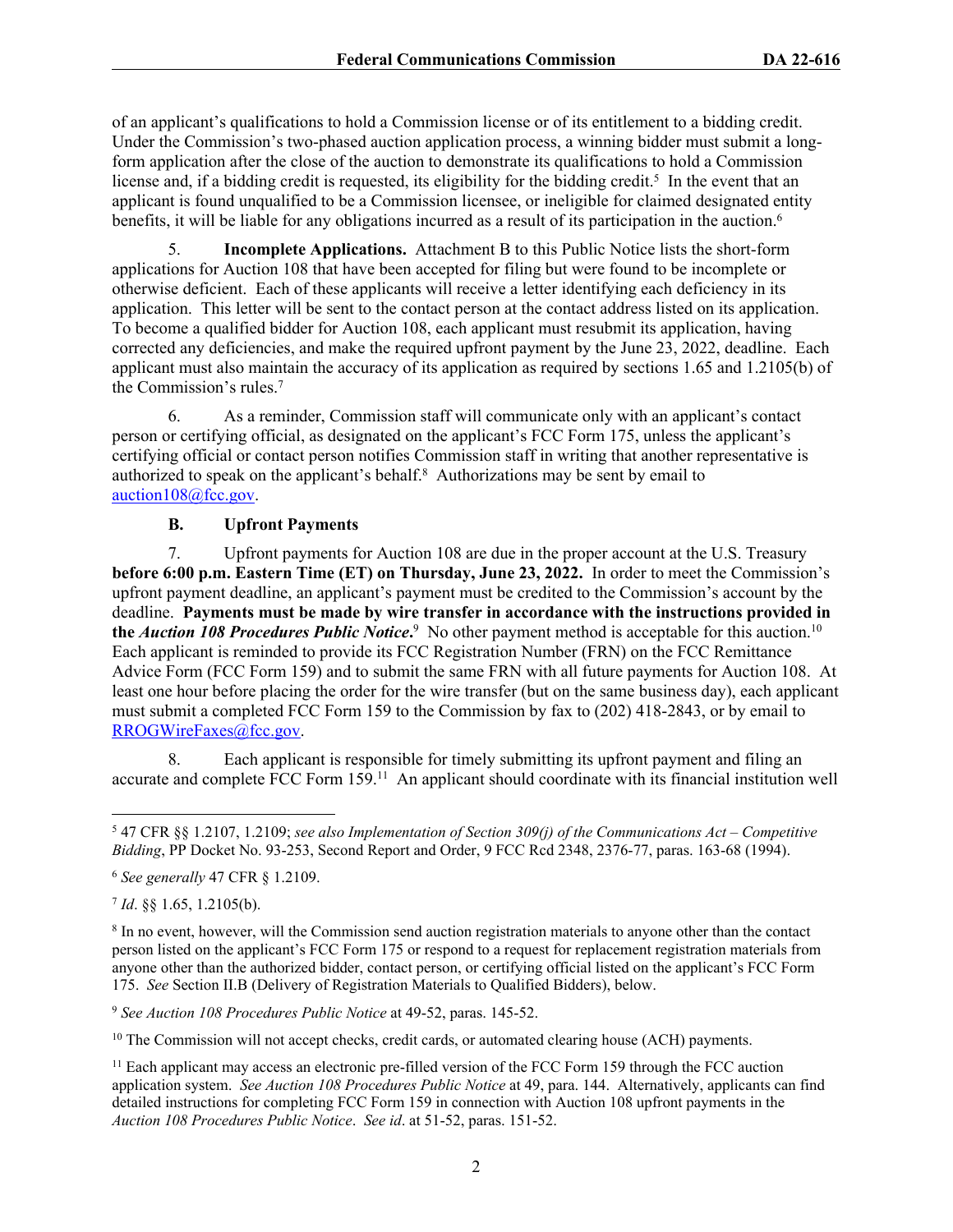of an applicant's qualifications to hold a Commission license or of its entitlement to a bidding credit. Under the Commission's two-phased auction application process, a winning bidder must submit a long-form application after the close of the auction to demonstrate its qualifications to hold a Commission license and, if a bidding credit is requested, its eligibility for the bidding credit.[5] In the event that an applicant is found unqualified to be a Commission licensee, or ineligible for claimed designated entity benefits, it will be liable for any obligations incurred as a result of its participation in the auction.[6]

5. **Incomplete Applications.** Attachment B to this Public Notice lists the short-form applications for Auction 108 that have been accepted for filing but were found to be incomplete or otherwise deficient. Each of these applicants will receive a letter identifying each deficiency in its application. This letter will be sent to the contact person at the contact address listed on its application. To become a qualified bidder for Auction 108, each applicant must resubmit its application, having corrected any deficiencies, and make the required upfront payment by the June 23, 2022, deadline. Each applicant must also maintain the accuracy of its application as required by sections 1.65 and 1.2105(b) of the Commission's rules.[7]

6. As a reminder, Commission staff will communicate only with an applicant's contact person or certifying official, as designated on the applicant's FCC Form 175, unless the applicant's certifying official or contact person notifies Commission staff in writing that another representative is authorized to speak on the applicant's behalf.[8] Authorizations may be sent by email to auction108@fcc.gov.

### B. Upfront Payments

7. Upfront payments for Auction 108 are due in the proper account at the U.S. Treasury **before 6:00 p.m. Eastern Time (ET) on Thursday, June 23, 2022.** In order to meet the Commission's upfront payment deadline, an applicant's payment must be credited to the Commission's account by the deadline. **Payments must be made by wire transfer in accordance with the instructions provided in the *Auction 108 Procedures Public Notice*.**[9] No other payment method is acceptable for this auction.[10] Each applicant is reminded to provide its FCC Registration Number (FRN) on the FCC Remittance Advice Form (FCC Form 159) and to submit the same FRN with all future payments for Auction 108. At least one hour before placing the order for the wire transfer (but on the same business day), each applicant must submit a completed FCC Form 159 to the Commission by fax to (202) 418-2843, or by email to RROGWireFaxes@fcc.gov.

8. Each applicant is responsible for timely submitting its upfront payment and filing an accurate and complete FCC Form 159.[11] An applicant should coordinate with its financial institution well

---

[5] 47 CFR §§ 1.2107, 1.2109; *see also Implementation of Section 309(j) of the Communications Act – Competitive Bidding*, PP Docket No. 93-253, Second Report and Order, 9 FCC Rcd 2348, 2376-77, paras. 163-68 (1994).

[6] *See generally* 47 CFR § 1.2109.

[7] *Id*. §§ 1.65, 1.2105(b).

[8] In no event, however, will the Commission send auction registration materials to anyone other than the contact person listed on the applicant's FCC Form 175 or respond to a request for replacement registration materials from anyone other than the authorized bidder, contact person, or certifying official listed on the applicant's FCC Form 175. *See* Section II.B (Delivery of Registration Materials to Qualified Bidders), below.

[9] *See Auction 108 Procedures Public Notice* at 49-52, paras. 145-52.

[10] The Commission will not accept checks, credit cards, or automated clearing house (ACH) payments.

[11] Each applicant may access an electronic pre-filled version of the FCC Form 159 through the FCC auction application system. *See Auction 108 Procedures Public Notice* at 49, para. 144. Alternatively, applicants can find detailed instructions for completing FCC Form 159 in connection with Auction 108 upfront payments in the *Auction 108 Procedures Public Notice*. *See id*. at 51-52, paras. 151-52.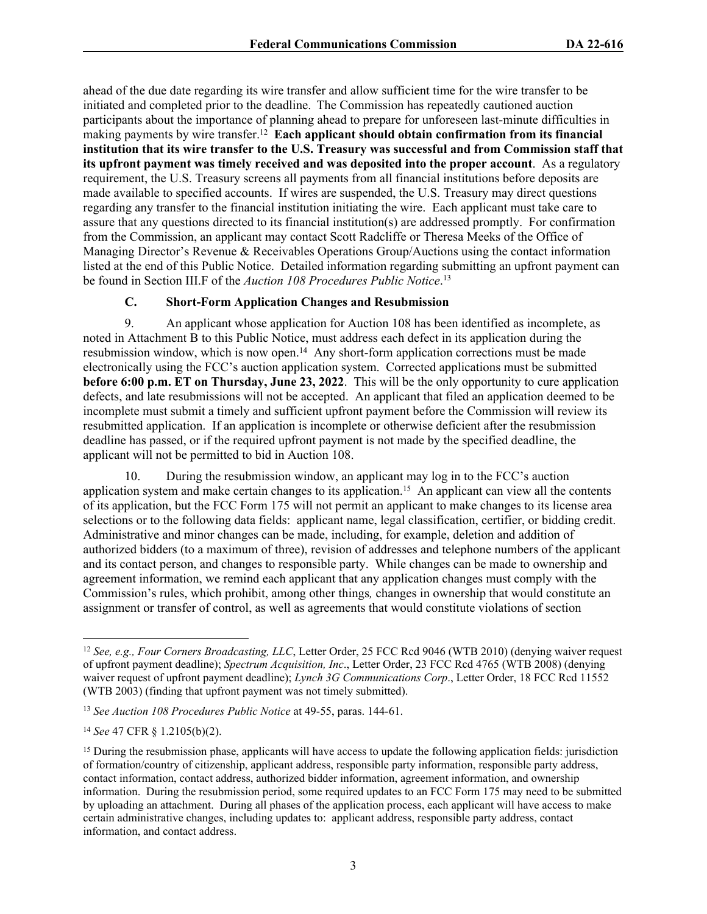ahead of the due date regarding its wire transfer and allow sufficient time for the wire transfer to be initiated and completed prior to the deadline. The Commission has repeatedly cautioned auction participants about the importance of planning ahead to prepare for unforeseen last-minute difficulties in making payments by wire transfer.[12] **Each applicant should obtain confirmation from its financial institution that its wire transfer to the U.S. Treasury was successful and from Commission staff that its upfront payment was timely received and was deposited into the proper account**. As a regulatory requirement, the U.S. Treasury screens all payments from all financial institutions before deposits are made available to specified accounts. If wires are suspended, the U.S. Treasury may direct questions regarding any transfer to the financial institution initiating the wire. Each applicant must take care to assure that any questions directed to its financial institution(s) are addressed promptly. For confirmation from the Commission, an applicant may contact Scott Radcliffe or Theresa Meeks of the Office of Managing Director's Revenue & Receivables Operations Group/Auctions using the contact information listed at the end of this Public Notice. Detailed information regarding submitting an upfront payment can be found in Section III.F of the *Auction 108 Procedures Public Notice*.[13]

### C. Short-Form Application Changes and Resubmission

9. An applicant whose application for Auction 108 has been identified as incomplete, as noted in Attachment B to this Public Notice, must address each defect in its application during the resubmission window, which is now open.[14] Any short-form application corrections must be made electronically using the FCC's auction application system. Corrected applications must be submitted **before 6:00 p.m. ET on Thursday, June 23, 2022**. This will be the only opportunity to cure application defects, and late resubmissions will not be accepted. An applicant that filed an application deemed to be incomplete must submit a timely and sufficient upfront payment before the Commission will review its resubmitted application. If an application is incomplete or otherwise deficient after the resubmission deadline has passed, or if the required upfront payment is not made by the specified deadline, the applicant will not be permitted to bid in Auction 108.

10. During the resubmission window, an applicant may log in to the FCC's auction application system and make certain changes to its application.[15] An applicant can view all the contents of its application, but the FCC Form 175 will not permit an applicant to make changes to its license area selections or to the following data fields: applicant name, legal classification, certifier, or bidding credit. Administrative and minor changes can be made, including, for example, deletion and addition of authorized bidders (to a maximum of three), revision of addresses and telephone numbers of the applicant and its contact person, and changes to responsible party. While changes can be made to ownership and agreement information, we remind each applicant that any application changes must comply with the Commission's rules, which prohibit, among other things*,* changes in ownership that would constitute an assignment or transfer of control, as well as agreements that would constitute violations of section

---

[12] *See, e.g., Four Corners Broadcasting, LLC*, Letter Order, 25 FCC Rcd 9046 (WTB 2010) (denying waiver request of upfront payment deadline); *Spectrum Acquisition, Inc*., Letter Order, 23 FCC Rcd 4765 (WTB 2008) (denying waiver request of upfront payment deadline); *Lynch 3G Communications Corp*., Letter Order, 18 FCC Rcd 11552 (WTB 2003) (finding that upfront payment was not timely submitted).

[13] *See Auction 108 Procedures Public Notice* at 49-55, paras. 144-61.

[14] *See* 47 CFR § 1.2105(b)(2).

[15] During the resubmission phase, applicants will have access to update the following application fields: jurisdiction of formation/country of citizenship, applicant address, responsible party information, responsible party address, contact information, contact address, authorized bidder information, agreement information, and ownership information. During the resubmission period, some required updates to an FCC Form 175 may need to be submitted by uploading an attachment. During all phases of the application process, each applicant will have access to make certain administrative changes, including updates to: applicant address, responsible party address, contact information, and contact address.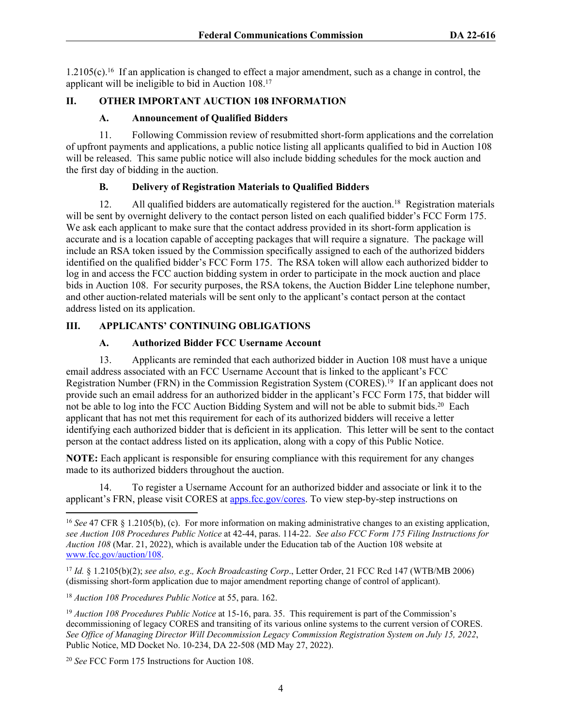1.2105(c).[16] If an application is changed to effect a major amendment, such as a change in control, the applicant will be ineligible to bid in Auction 108.[17]

## II. OTHER IMPORTANT AUCTION 108 INFORMATION

### A. Announcement of Qualified Bidders

11. Following Commission review of resubmitted short-form applications and the correlation of upfront payments and applications, a public notice listing all applicants qualified to bid in Auction 108 will be released. This same public notice will also include bidding schedules for the mock auction and the first day of bidding in the auction.

### B. Delivery of Registration Materials to Qualified Bidders

12. All qualified bidders are automatically registered for the auction.[18] Registration materials will be sent by overnight delivery to the contact person listed on each qualified bidder's FCC Form 175. We ask each applicant to make sure that the contact address provided in its short-form application is accurate and is a location capable of accepting packages that will require a signature. The package will include an RSA token issued by the Commission specifically assigned to each of the authorized bidders identified on the qualified bidder's FCC Form 175. The RSA token will allow each authorized bidder to log in and access the FCC auction bidding system in order to participate in the mock auction and place bids in Auction 108. For security purposes, the RSA tokens, the Auction Bidder Line telephone number, and other auction-related materials will be sent only to the applicant's contact person at the contact address listed on its application.

## III. APPLICANTS' CONTINUING OBLIGATIONS

### A. Authorized Bidder FCC Username Account

13. Applicants are reminded that each authorized bidder in Auction 108 must have a unique email address associated with an FCC Username Account that is linked to the applicant's FCC Registration Number (FRN) in the Commission Registration System (CORES).[19] If an applicant does not provide such an email address for an authorized bidder in the applicant's FCC Form 175, that bidder will not be able to log into the FCC Auction Bidding System and will not be able to submit bids.[20] Each applicant that has not met this requirement for each of its authorized bidders will receive a letter identifying each authorized bidder that is deficient in its application. This letter will be sent to the contact person at the contact address listed on its application, along with a copy of this Public Notice.

**NOTE:** Each applicant is responsible for ensuring compliance with this requirement for any changes made to its authorized bidders throughout the auction.

14. To register a Username Account for an authorized bidder and associate or link it to the applicant's FRN, please visit CORES at [apps.fcc.gov/cores](apps.fcc.gov/cores). To view step-by-step instructions on

---

[16] *See* 47 CFR § 1.2105(b), (c). For more information on making administrative changes to an existing application, *see Auction 108 Procedures Public Notice* at 42-44, paras. 114-22. *See also FCC Form 175 Filing Instructions for Auction 108* (Mar. 21, 2022), which is available under the Education tab of the Auction 108 website at [www.fcc.gov/auction/108](www.fcc.gov/auction/108).

[17] *Id.* § 1.2105(b)(2); *see also, e.g., Koch Broadcasting Corp*., Letter Order, 21 FCC Rcd 147 (WTB/MB 2006) (dismissing short-form application due to major amendment reporting change of control of applicant).

[18] *Auction 108 Procedures Public Notice* at 55, para. 162.

[19] *Auction 108 Procedures Public Notice* at 15-16, para. 35. This requirement is part of the Commission's decommissioning of legacy CORES and transiting of its various online systems to the current version of CORES. *See Office of Managing Director Will Decommission Legacy Commission Registration System on July 15, 2022*, Public Notice, MD Docket No. 10-234, DA 22-508 (MD May 27, 2022).

[20] *See* FCC Form 175 Instructions for Auction 108.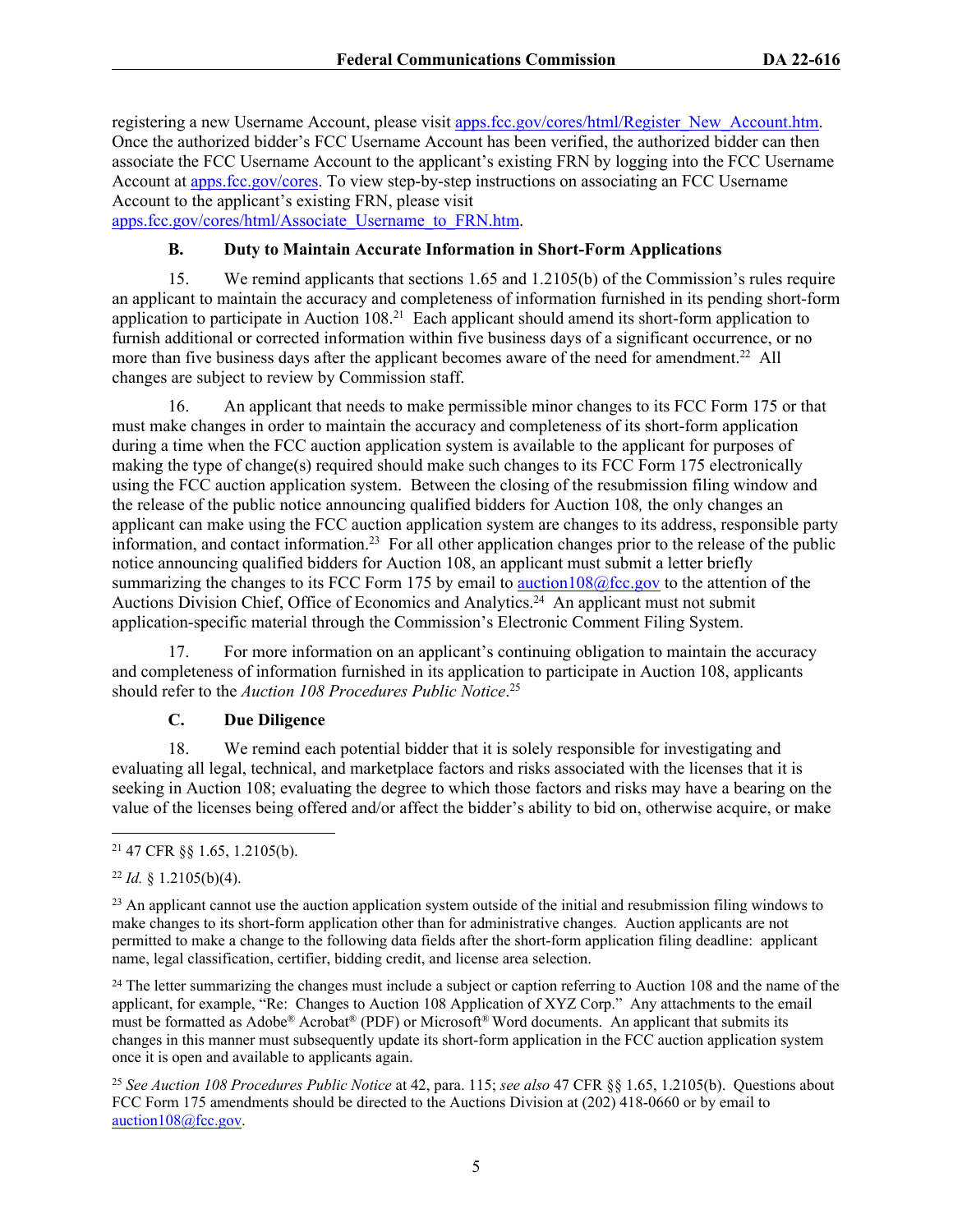registering a new Username Account, please visit apps.fcc.gov/cores/html/Register_New_Account.htm. Once the authorized bidder's FCC Username Account has been verified, the authorized bidder can then associate the FCC Username Account to the applicant's existing FRN by logging into the FCC Username Account at apps.fcc.gov/cores. To view step-by-step instructions on associating an FCC Username Account to the applicant's existing FRN, please visit apps.fcc.gov/cores/html/Associate_Username_to_FRN.htm.

### B. Duty to Maintain Accurate Information in Short-Form Applications

15. We remind applicants that sections 1.65 and 1.2105(b) of the Commission's rules require an applicant to maintain the accuracy and completeness of information furnished in its pending short-form application to participate in Auction 108.[21] Each applicant should amend its short-form application to furnish additional or corrected information within five business days of a significant occurrence, or no more than five business days after the applicant becomes aware of the need for amendment.[22] All changes are subject to review by Commission staff.

16. An applicant that needs to make permissible minor changes to its FCC Form 175 or that must make changes in order to maintain the accuracy and completeness of its short-form application during a time when the FCC auction application system is available to the applicant for purposes of making the type of change(s) required should make such changes to its FCC Form 175 electronically using the FCC auction application system. Between the closing of the resubmission filing window and the release of the public notice announcing qualified bidders for Auction 108*,* the only changes an applicant can make using the FCC auction application system are changes to its address, responsible party information, and contact information.[23] For all other application changes prior to the release of the public notice announcing qualified bidders for Auction 108, an applicant must submit a letter briefly summarizing the changes to its FCC Form 175 by email to auction108@fcc.gov to the attention of the Auctions Division Chief, Office of Economics and Analytics.[24] An applicant must not submit application-specific material through the Commission's Electronic Comment Filing System.

17. For more information on an applicant's continuing obligation to maintain the accuracy and completeness of information furnished in its application to participate in Auction 108, applicants should refer to the *Auction 108 Procedures Public Notice*.[25]

### C. Due Diligence

18. We remind each potential bidder that it is solely responsible for investigating and evaluating all legal, technical, and marketplace factors and risks associated with the licenses that it is seeking in Auction 108; evaluating the degree to which those factors and risks may have a bearing on the value of the licenses being offered and/or affect the bidder's ability to bid on, otherwise acquire, or make

---

[21] 47 CFR §§ 1.65, 1.2105(b).

[22] *Id.* § 1.2105(b)(4).

[23] An applicant cannot use the auction application system outside of the initial and resubmission filing windows to make changes to its short-form application other than for administrative changes. Auction applicants are not permitted to make a change to the following data fields after the short-form application filing deadline: applicant name, legal classification, certifier, bidding credit, and license area selection.

[24] The letter summarizing the changes must include a subject or caption referring to Auction 108 and the name of the applicant, for example, "Re: Changes to Auction 108 Application of XYZ Corp." Any attachments to the email must be formatted as Adobe® Acrobat® (PDF) or Microsoft® Word documents. An applicant that submits its changes in this manner must subsequently update its short-form application in the FCC auction application system once it is open and available to applicants again.

[25] *See Auction 108 Procedures Public Notice* at 42, para. 115; *see also* 47 CFR §§ 1.65, 1.2105(b). Questions about FCC Form 175 amendments should be directed to the Auctions Division at (202) 418-0660 or by email to auction108@fcc.gov.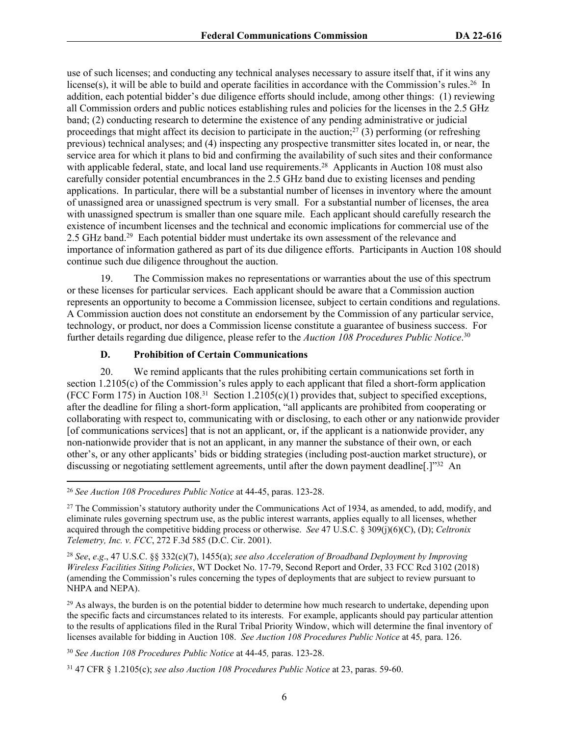use of such licenses; and conducting any technical analyses necessary to assure itself that, if it wins any license(s), it will be able to build and operate facilities in accordance with the Commission's rules.[26] In addition, each potential bidder's due diligence efforts should include, among other things: (1) reviewing all Commission orders and public notices establishing rules and policies for the licenses in the 2.5 GHz band; (2) conducting research to determine the existence of any pending administrative or judicial proceedings that might affect its decision to participate in the auction;[27] (3) performing (or refreshing previous) technical analyses; and (4) inspecting any prospective transmitter sites located in, or near, the service area for which it plans to bid and confirming the availability of such sites and their conformance with applicable federal, state, and local land use requirements.[28] Applicants in Auction 108 must also carefully consider potential encumbrances in the 2.5 GHz band due to existing licenses and pending applications. In particular, there will be a substantial number of licenses in inventory where the amount of unassigned area or unassigned spectrum is very small. For a substantial number of licenses, the area with unassigned spectrum is smaller than one square mile. Each applicant should carefully research the existence of incumbent licenses and the technical and economic implications for commercial use of the 2.5 GHz band.[29] Each potential bidder must undertake its own assessment of the relevance and importance of information gathered as part of its due diligence efforts. Participants in Auction 108 should continue such due diligence throughout the auction.

19. The Commission makes no representations or warranties about the use of this spectrum or these licenses for particular services. Each applicant should be aware that a Commission auction represents an opportunity to become a Commission licensee, subject to certain conditions and regulations. A Commission auction does not constitute an endorsement by the Commission of any particular service, technology, or product, nor does a Commission license constitute a guarantee of business success. For further details regarding due diligence, please refer to the *Auction 108 Procedures Public Notice*.[30]

### D. Prohibition of Certain Communications

20. We remind applicants that the rules prohibiting certain communications set forth in section 1.2105(c) of the Commission's rules apply to each applicant that filed a short-form application (FCC Form 175) in Auction 108.[31] Section 1.2105(c)(1) provides that, subject to specified exceptions, after the deadline for filing a short-form application, "all applicants are prohibited from cooperating or collaborating with respect to, communicating with or disclosing, to each other or any nationwide provider [of communications services] that is not an applicant, or, if the applicant is a nationwide provider, any non-nationwide provider that is not an applicant, in any manner the substance of their own, or each other's, or any other applicants' bids or bidding strategies (including post-auction market structure), or discussing or negotiating settlement agreements, until after the down payment deadline[.]"[32] An

---

[26] *See Auction 108 Procedures Public Notice* at 44-45, paras. 123-28.

[27] The Commission's statutory authority under the Communications Act of 1934, as amended, to add, modify, and eliminate rules governing spectrum use, as the public interest warrants, applies equally to all licenses, whether acquired through the competitive bidding process or otherwise. *See* 47 U.S.C. § 309(j)(6)(C), (D); *Celtronix Telemetry, Inc. v. FCC*, 272 F.3d 585 (D.C. Cir. 2001).

[28] *See*, *e.g*., 47 U.S.C. §§ 332(c)(7), 1455(a); *see also Acceleration of Broadband Deployment by Improving Wireless Facilities Siting Policies*, WT Docket No. 17-79, Second Report and Order, 33 FCC Rcd 3102 (2018) (amending the Commission's rules concerning the types of deployments that are subject to review pursuant to NHPA and NEPA).

[29] As always, the burden is on the potential bidder to determine how much research to undertake, depending upon the specific facts and circumstances related to its interests. For example, applicants should pay particular attention to the results of applications filed in the Rural Tribal Priority Window, which will determine the final inventory of licenses available for bidding in Auction 108. *See Auction 108 Procedures Public Notice* at 45*,* para. 126.

[30] *See Auction 108 Procedures Public Notice* at 44-45*,* paras. 123-28.

[31] 47 CFR § 1.2105(c); *see also Auction 108 Procedures Public Notice* at 23, paras. 59-60.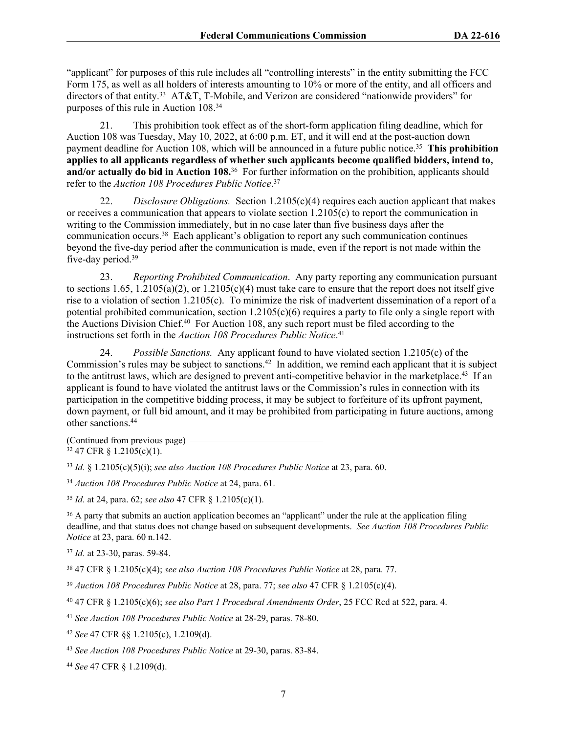"applicant" for purposes of this rule includes all "controlling interests" in the entity submitting the FCC Form 175, as well as all holders of interests amounting to 10% or more of the entity, and all officers and directors of that entity.[33] AT&T, T-Mobile, and Verizon are considered "nationwide providers" for purposes of this rule in Auction 108.[34]

21. This prohibition took effect as of the short-form application filing deadline, which for Auction 108 was Tuesday, May 10, 2022, at 6:00 p.m. ET, and it will end at the post-auction down payment deadline for Auction 108, which will be announced in a future public notice.[35] **This prohibition applies to all applicants regardless of whether such applicants become qualified bidders, intend to, and/or actually do bid in Auction 108.**[36] For further information on the prohibition, applicants should refer to the *Auction 108 Procedures Public Notice*.[37]

22. *Disclosure Obligations.* Section 1.2105(c)(4) requires each auction applicant that makes or receives a communication that appears to violate section 1.2105(c) to report the communication in writing to the Commission immediately, but in no case later than five business days after the communication occurs.[38] Each applicant's obligation to report any such communication continues beyond the five-day period after the communication is made, even if the report is not made within the five-day period.[39]

23. *Reporting Prohibited Communication*. Any party reporting any communication pursuant to sections 1.65, 1.2105(a)(2), or 1.2105(c)(4) must take care to ensure that the report does not itself give rise to a violation of section 1.2105(c). To minimize the risk of inadvertent dissemination of a report of a potential prohibited communication, section 1.2105(c)(6) requires a party to file only a single report with the Auctions Division Chief.[40] For Auction 108, any such report must be filed according to the instructions set forth in the *Auction 108 Procedures Public Notice*.[41]

24. *Possible Sanctions.* Any applicant found to have violated section 1.2105(c) of the Commission's rules may be subject to sanctions.[42] In addition, we remind each applicant that it is subject to the antitrust laws, which are designed to prevent anti-competitive behavior in the marketplace.[43] If an applicant is found to have violated the antitrust laws or the Commission's rules in connection with its participation in the competitive bidding process, it may be subject to forfeiture of its upfront payment, down payment, or full bid amount, and it may be prohibited from participating in future auctions, among other sanctions.[44]

(Continued from previous page)

[32] 47 CFR § 1.2105(c)(1).

[33] *Id.* § 1.2105(c)(5)(i); *see also Auction 108 Procedures Public Notice* at 23, para. 60.

[34] *Auction 108 Procedures Public Notice* at 24, para. 61.

[35] *Id.* at 24, para. 62; *see also* 47 CFR § 1.2105(c)(1).

[36] A party that submits an auction application becomes an "applicant" under the rule at the application filing deadline, and that status does not change based on subsequent developments. *See Auction 108 Procedures Public Notice* at 23, para. 60 n.142.

[37] *Id.* at 23-30, paras. 59-84.

[38] 47 CFR § 1.2105(c)(4); *see also Auction 108 Procedures Public Notice* at 28, para. 77.

[39] *Auction 108 Procedures Public Notice* at 28, para. 77; *see also* 47 CFR § 1.2105(c)(4).

[40] 47 CFR § 1.2105(c)(6); *see also Part 1 Procedural Amendments Order*, 25 FCC Rcd at 522, para. 4.

[41] *See Auction 108 Procedures Public Notice* at 28-29, paras. 78-80.

[42] *See* 47 CFR §§ 1.2105(c), 1.2109(d).

[43] *See Auction 108 Procedures Public Notice* at 29-30, paras. 83-84.

[44] *See* 47 CFR § 1.2109(d).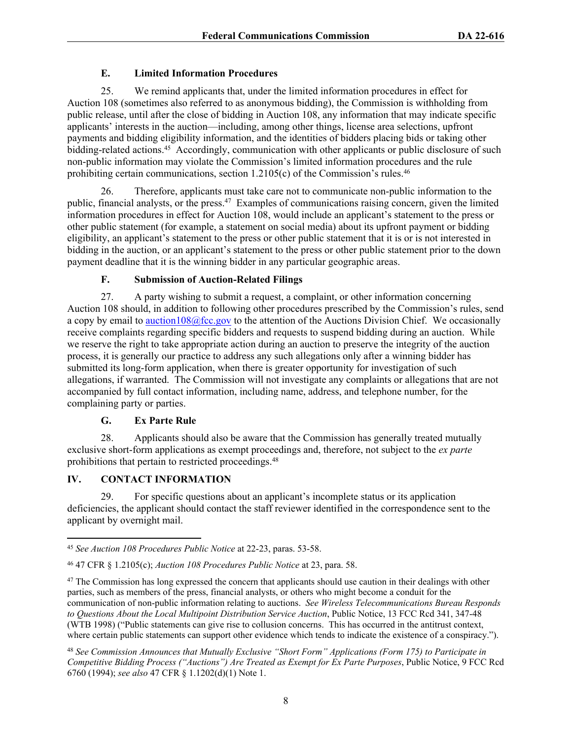### E. Limited Information Procedures

25. We remind applicants that, under the limited information procedures in effect for Auction 108 (sometimes also referred to as anonymous bidding), the Commission is withholding from public release, until after the close of bidding in Auction 108, any information that may indicate specific applicants' interests in the auction—including, among other things, license area selections, upfront payments and bidding eligibility information, and the identities of bidders placing bids or taking other bidding-related actions.[45] Accordingly, communication with other applicants or public disclosure of such non-public information may violate the Commission's limited information procedures and the rule prohibiting certain communications, section 1.2105(c) of the Commission's rules.[46]

26. Therefore, applicants must take care not to communicate non-public information to the public, financial analysts, or the press.[47] Examples of communications raising concern, given the limited information procedures in effect for Auction 108, would include an applicant's statement to the press or other public statement (for example, a statement on social media) about its upfront payment or bidding eligibility, an applicant's statement to the press or other public statement that it is or is not interested in bidding in the auction, or an applicant's statement to the press or other public statement prior to the down payment deadline that it is the winning bidder in any particular geographic areas.

### F. Submission of Auction-Related Filings

27. A party wishing to submit a request, a complaint, or other information concerning Auction 108 should, in addition to following other procedures prescribed by the Commission's rules, send a copy by email to auction108@fcc.gov to the attention of the Auctions Division Chief. We occasionally receive complaints regarding specific bidders and requests to suspend bidding during an auction. While we reserve the right to take appropriate action during an auction to preserve the integrity of the auction process, it is generally our practice to address any such allegations only after a winning bidder has submitted its long-form application, when there is greater opportunity for investigation of such allegations, if warranted. The Commission will not investigate any complaints or allegations that are not accompanied by full contact information, including name, address, and telephone number, for the complaining party or parties.

### G. Ex Parte Rule

28. Applicants should also be aware that the Commission has generally treated mutually exclusive short-form applications as exempt proceedings and, therefore, not subject to the *ex parte* prohibitions that pertain to restricted proceedings.[48]

## IV. CONTACT INFORMATION

29. For specific questions about an applicant's incomplete status or its application deficiencies, the applicant should contact the staff reviewer identified in the correspondence sent to the applicant by overnight mail.

---

[45] *See Auction 108 Procedures Public Notice* at 22-23, paras. 53-58.

[46] 47 CFR § 1.2105(c); *Auction 108 Procedures Public Notice* at 23, para. 58.

[47] The Commission has long expressed the concern that applicants should use caution in their dealings with other parties, such as members of the press, financial analysts, or others who might become a conduit for the communication of non-public information relating to auctions. *See Wireless Telecommunications Bureau Responds to Questions About the Local Multipoint Distribution Service Auction*, Public Notice, 13 FCC Rcd 341, 347-48 (WTB 1998) ("Public statements can give rise to collusion concerns. This has occurred in the antitrust context, where certain public statements can support other evidence which tends to indicate the existence of a conspiracy.").

[48] *See Commission Announces that Mutually Exclusive "Short Form" Applications (Form 175) to Participate in Competitive Bidding Process ("Auctions") Are Treated as Exempt for Ex Parte Purposes*, Public Notice, 9 FCC Rcd 6760 (1994); *see also* 47 CFR § 1.1202(d)(1) Note 1.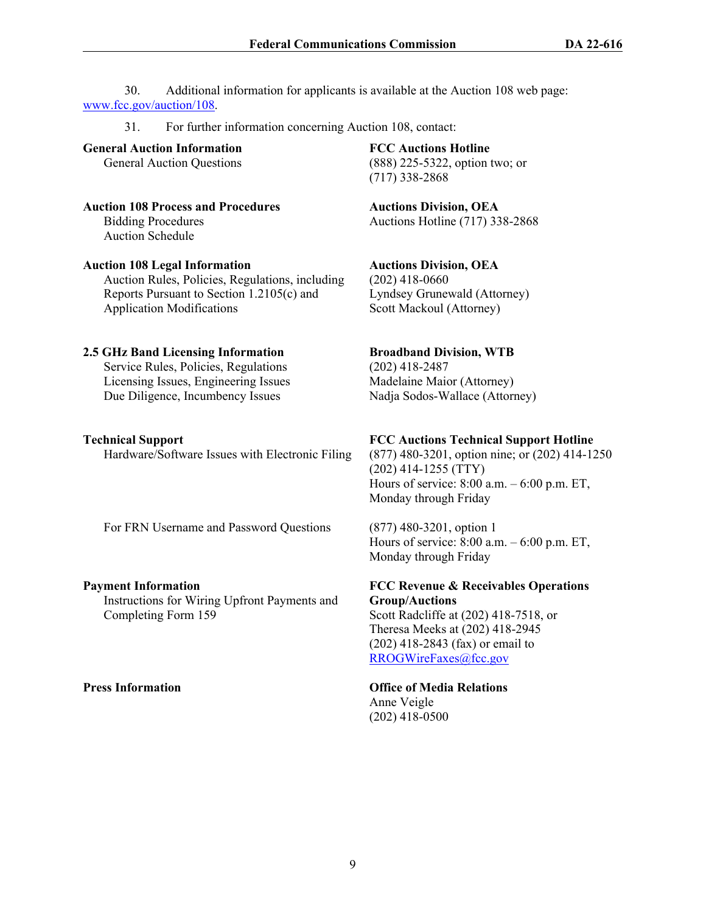30. Additional information for applicants is available at the Auction 108 web page: www.fcc.gov/auction/108.

31. For further information concerning Auction 108, contact:

| | |
|---|---|
| **General Auction Information**<br>General Auction Questions | **FCC Auctions Hotline**<br>(888) 225-5322, option two; or<br>(717) 338-2868 |
| **Auction 108 Process and Procedures**<br>Bidding Procedures<br>Auction Schedule | **Auctions Division, OEA**<br>Auctions Hotline (717) 338-2868 |
| **Auction 108 Legal Information**<br>Auction Rules, Policies, Regulations, including Reports Pursuant to Section 1.2105(c) and Application Modifications | **Auctions Division, OEA**<br>(202) 418-0660<br>Lyndsey Grunewald (Attorney)<br>Scott Mackoul (Attorney) |
| **2.5 GHz Band Licensing Information**<br>Service Rules, Policies, Regulations<br>Licensing Issues, Engineering Issues<br>Due Diligence, Incumbency Issues | **Broadband Division, WTB**<br>(202) 418-2487<br>Madelaine Maior (Attorney)<br>Nadja Sodos-Wallace (Attorney) |
| **Technical Support**<br>Hardware/Software Issues with Electronic Filing | **FCC Auctions Technical Support Hotline**<br>(877) 480-3201, option nine; or (202) 414-1250<br>(202) 414-1255 (TTY)<br>Hours of service: 8:00 a.m. – 6:00 p.m. ET, Monday through Friday |
| For FRN Username and Password Questions | (877) 480-3201, option 1<br>Hours of service: 8:00 a.m. – 6:00 p.m. ET, Monday through Friday |
| **Payment Information**<br>Instructions for Wiring Upfront Payments and Completing Form 159 | **FCC Revenue & Receivables Operations Group/Auctions**<br>Scott Radcliffe at (202) 418-7518, or<br>Theresa Meeks at (202) 418-2945<br>(202) 418-2843 (fax) or email to RROGWireFaxes@fcc.gov |
| **Press Information** | **Office of Media Relations**<br>Anne Veigle<br>(202) 418-0500 |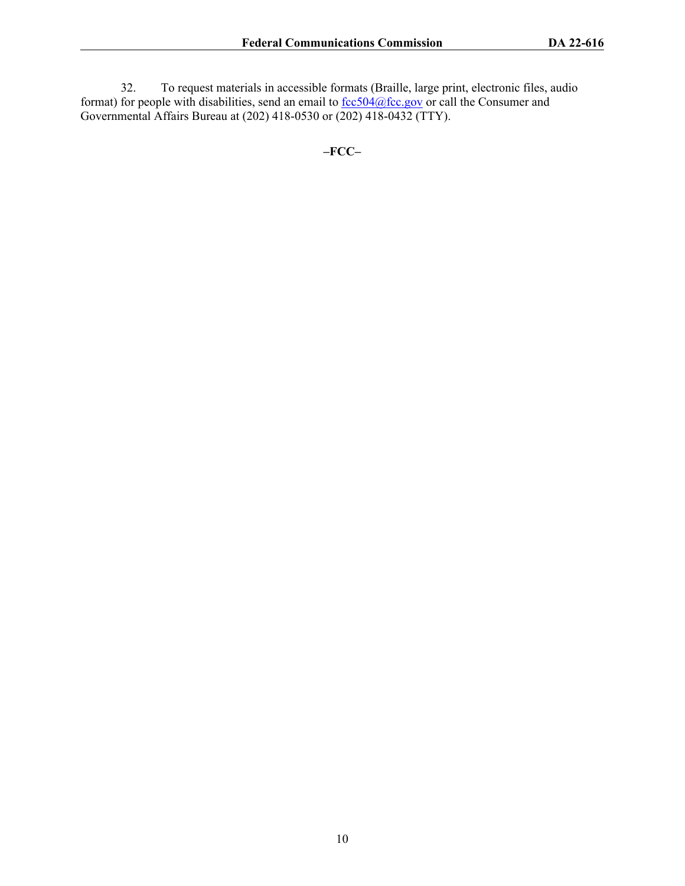32. To request materials in accessible formats (Braille, large print, electronic files, audio format) for people with disabilities, send an email to fcc504@fcc.gov or call the Consumer and Governmental Affairs Bureau at (202) 418-0530 or (202) 418-0432 (TTY).

**–FCC–**